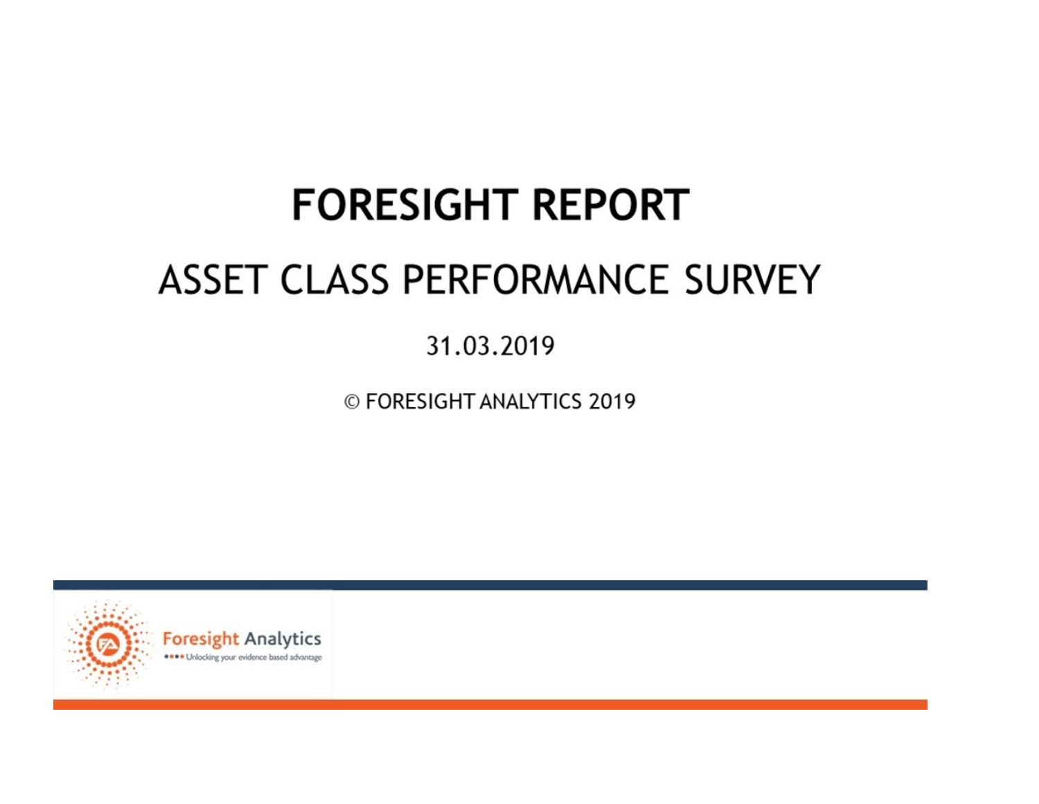# FORESIGHT REPORT

## ASSET CLASS PERFORMANCE SURVEY

31.03.2019

© FORESIGHT ANALYTICS 2019

Foresight Analytics

Unlocking your evidence based advantage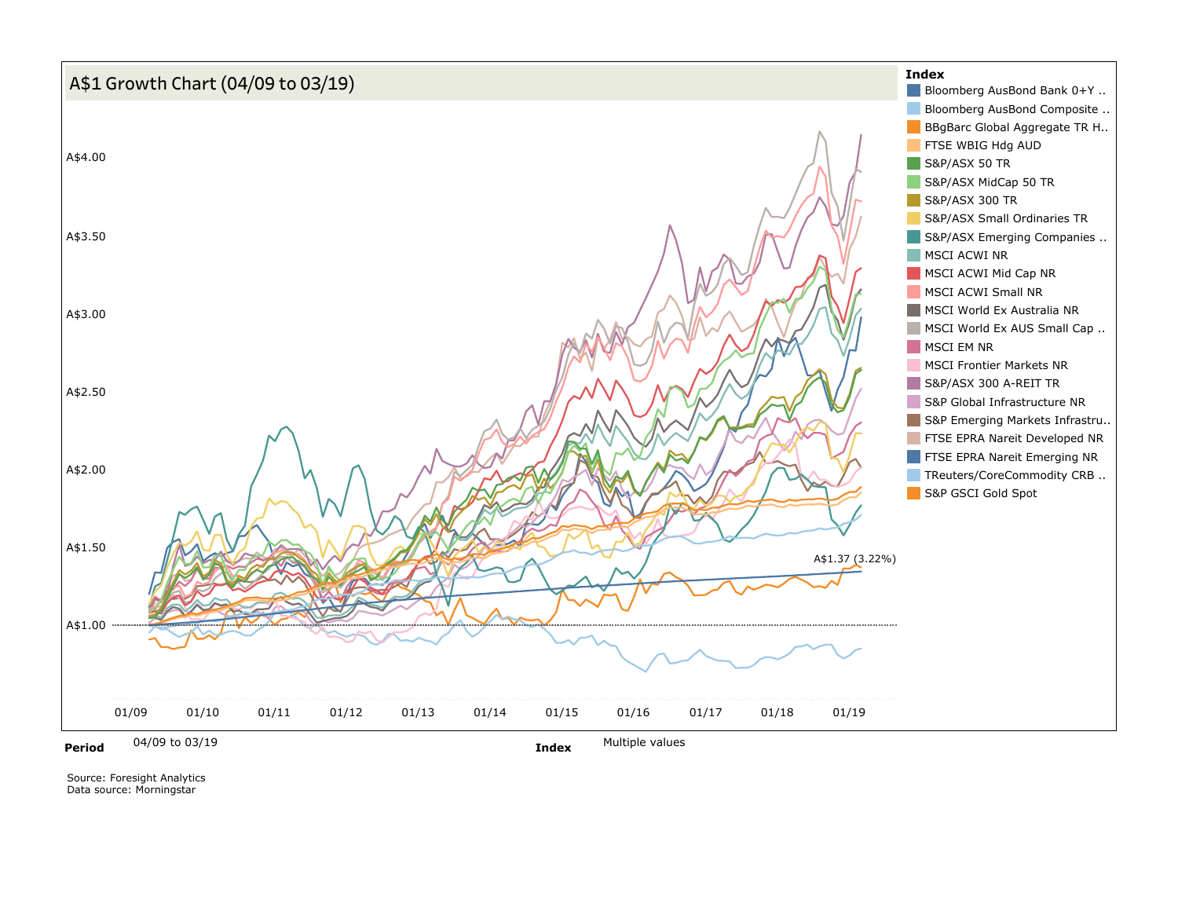## A$1 Growth Chart (04/09 to 03/19)

**Index**

- Bloomberg AusBond Bank 0+Y ..
- Bloomberg AusBond Composite ..
- BBgBarc Global Aggregate TR H..
- FTSE WBIG Hdg AUD
- S&P/ASX 50 TR
- S&P/ASX MidCap 50 TR
- S&P/ASX 300 TR
- S&P/ASX Small Ordinaries TR
- S&P/ASX Emerging Companies ..
- MSCI ACWI NR
- MSCI ACWI Mid Cap NR
- MSCI ACWI Small NR
- MSCI World Ex Australia NR
- MSCI World Ex AUS Small Cap ..
- MSCI EM NR
- MSCI Frontier Markets NR
- S&P/ASX 300 A-REIT TR
- S&P Global Infrastructure NR
- S&P Emerging Markets Infrastru..
- FTSE EPRA Nareit Developed NR
- FTSE EPRA Nareit Emerging NR
- TReuters/CoreCommodity CRB ..
- S&P GSCI Gold Spot

A$1.37 (3.22%)

**Period** 04/09 to 03/19 **Index** Multiple values

Source: Foresight Analytics
Data source: Morningstar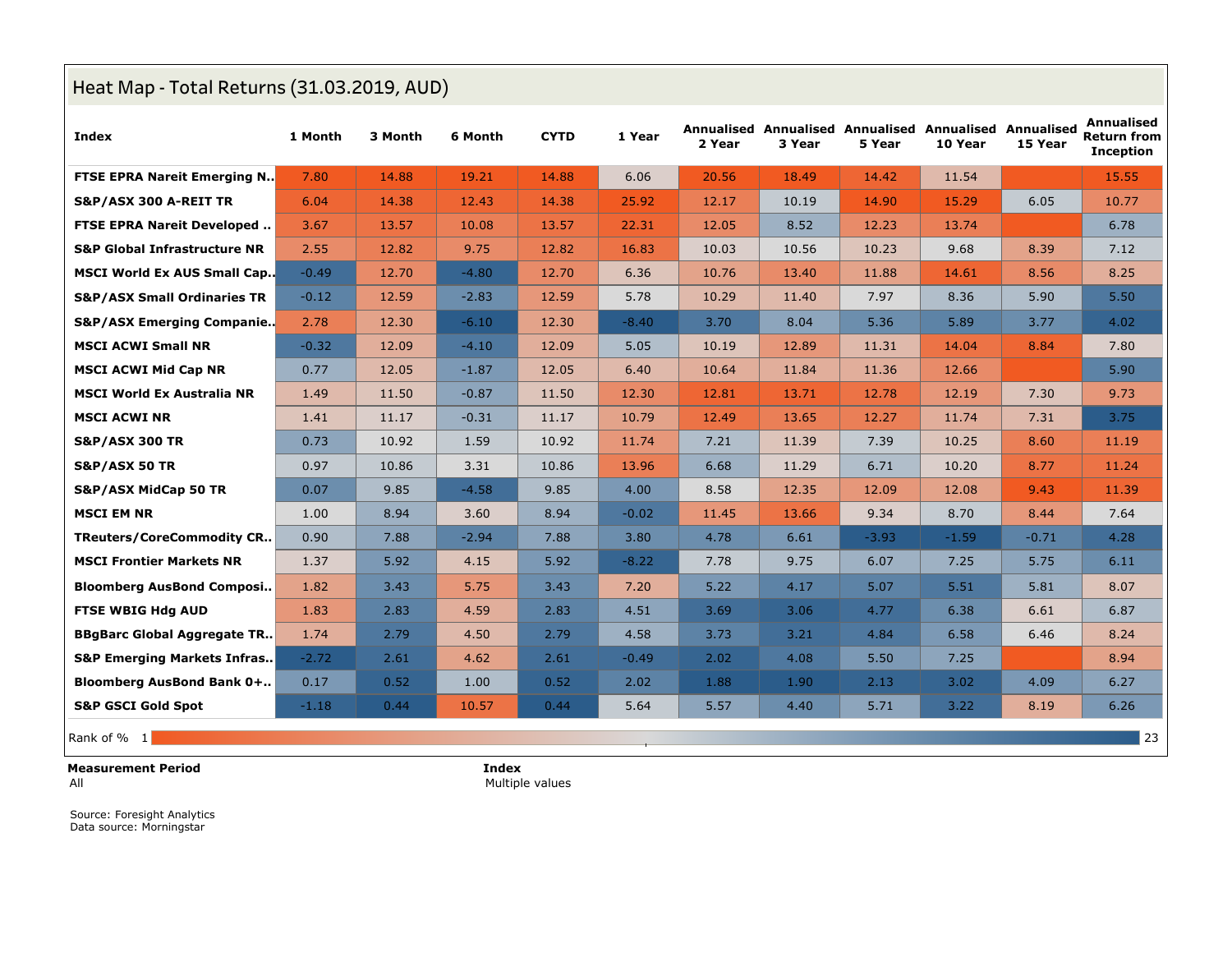## Heat Map - Total Returns (31.03.2019, AUD)

| Index | 1 Month | 3 Month | 6 Month | CYTD | 1 Year | Annualised 2 Year | Annualised 3 Year | Annualised 5 Year | Annualised 10 Year | Annualised 15 Year | Annualised Return from Inception |
|---|---|---|---|---|---|---|---|---|---|---|---|
| FTSE EPRA Nareit Emerging N.. | 7.80 | 14.88 | 19.21 | 14.88 | 6.06 | 20.56 | 18.49 | 14.42 | 11.54 | | 15.55 |
| S&P/ASX 300 A-REIT TR | 6.04 | 14.38 | 12.43 | 14.38 | 25.92 | 12.17 | 10.19 | 14.90 | 15.29 | 6.05 | 10.77 |
| FTSE EPRA Nareit Developed .. | 3.67 | 13.57 | 10.08 | 13.57 | 22.31 | 12.05 | 8.52 | 12.23 | 13.74 | | 6.78 |
| S&P Global Infrastructure NR | 2.55 | 12.82 | 9.75 | 12.82 | 16.83 | 10.03 | 10.56 | 10.23 | 9.68 | 8.39 | 7.12 |
| MSCI World Ex AUS Small Cap.. | -0.49 | 12.70 | -4.80 | 12.70 | 6.36 | 10.76 | 13.40 | 11.88 | 14.61 | 8.56 | 8.25 |
| S&P/ASX Small Ordinaries TR | -0.12 | 12.59 | -2.83 | 12.59 | 5.78 | 10.29 | 11.40 | 7.97 | 8.36 | 5.90 | 5.50 |
| S&P/ASX Emerging Companie.. | 2.78 | 12.30 | -6.10 | 12.30 | -8.40 | 3.70 | 8.04 | 5.36 | 5.89 | 3.77 | 4.02 |
| MSCI ACWI Small NR | -0.32 | 12.09 | -4.10 | 12.09 | 5.05 | 10.19 | 12.89 | 11.31 | 14.04 | 8.84 | 7.80 |
| MSCI ACWI Mid Cap NR | 0.77 | 12.05 | -1.87 | 12.05 | 6.40 | 10.64 | 11.84 | 11.36 | 12.66 | | 5.90 |
| MSCI World Ex Australia NR | 1.49 | 11.50 | -0.87 | 11.50 | 12.30 | 12.81 | 13.71 | 12.78 | 12.19 | 7.30 | 9.73 |
| MSCI ACWI NR | 1.41 | 11.17 | -0.31 | 11.17 | 10.79 | 12.49 | 13.65 | 12.27 | 11.74 | 7.31 | 3.75 |
| S&P/ASX 300 TR | 0.73 | 10.92 | 1.59 | 10.92 | 11.74 | 7.21 | 11.39 | 7.39 | 10.25 | 8.60 | 11.19 |
| S&P/ASX 50 TR | 0.97 | 10.86 | 3.31 | 10.86 | 13.96 | 6.68 | 11.29 | 6.71 | 10.20 | 8.77 | 11.24 |
| S&P/ASX MidCap 50 TR | 0.07 | 9.85 | -4.58 | 9.85 | 4.00 | 8.58 | 12.35 | 12.09 | 12.08 | 9.43 | 11.39 |
| MSCI EM NR | 1.00 | 8.94 | 3.60 | 8.94 | -0.02 | 11.45 | 13.66 | 9.34 | 8.70 | 8.44 | 7.64 |
| TReuters/CoreCommodity CR.. | 0.90 | 7.88 | -2.94 | 7.88 | 3.80 | 4.78 | 6.61 | -3.93 | -1.59 | -0.71 | 4.28 |
| MSCI Frontier Markets NR | 1.37 | 5.92 | 4.15 | 5.92 | -8.22 | 7.78 | 9.75 | 6.07 | 7.25 | 5.75 | 6.11 |
| Bloomberg AusBond Composi.. | 1.82 | 3.43 | 5.75 | 3.43 | 7.20 | 5.22 | 4.17 | 5.07 | 5.51 | 5.81 | 8.07 |
| FTSE WBIG Hdg AUD | 1.83 | 2.83 | 4.59 | 2.83 | 4.51 | 3.69 | 3.06 | 4.77 | 6.38 | 6.61 | 6.87 |
| BBgBarc Global Aggregate TR.. | 1.74 | 2.79 | 4.50 | 2.79 | 4.58 | 3.73 | 3.21 | 4.84 | 6.58 | 6.46 | 8.24 |
| S&P Emerging Markets Infras.. | -2.72 | 2.61 | 4.62 | 2.61 | -0.49 | 2.02 | 4.08 | 5.50 | 7.25 | | 8.94 |
| Bloomberg AusBond Bank 0+.. | 0.17 | 0.52 | 1.00 | 0.52 | 2.02 | 1.88 | 1.90 | 2.13 | 3.02 | 4.09 | 6.27 |
| S&P GSCI Gold Spot | -1.18 | 0.44 | 10.57 | 0.44 | 5.64 | 5.57 | 4.40 | 5.71 | 3.22 | 8.19 | 6.26 |

Rank of % 1 — 23

**Measurement Period**
All

**Index**
Multiple values

Source: Foresight Analytics
Data source: Morningstar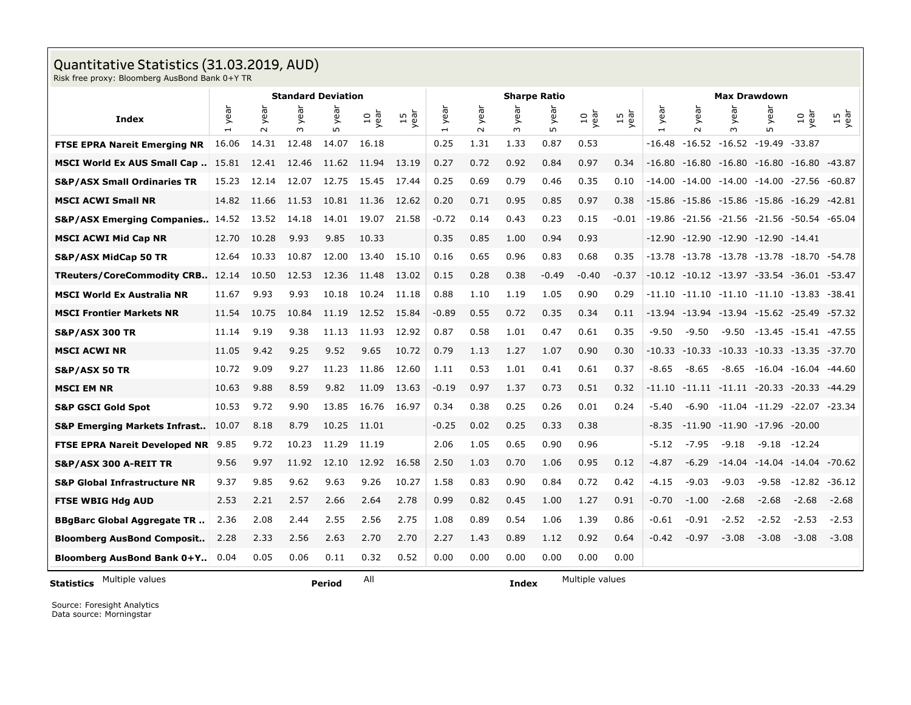# Quantitative Statistics (31.03.2019, AUD)

Risk free proxy: Bloomberg AusBond Bank 0+Y TR

| Index | Standard Deviation | | | | | | Sharpe Ratio | | | | | | Max Drawdown | | | | | |
|---|---|---|---|---|---|---|---|---|---|---|---|---|---|---|---|---|---|---|
| | 1 year | 2 year | 3 year | 5 year | 10 year | 15 year | 1 year | 2 year | 3 year | 5 year | 10 year | 15 year | 1 year | 2 year | 3 year | 5 year | 10 year | 15 year |
| **FTSE EPRA Nareit Emerging NR** | 16.06 | 14.31 | 12.48 | 14.07 | 16.18 | | 0.25 | 1.31 | 1.33 | 0.87 | 0.53 | | -16.48 | -16.52 | -16.52 | -19.49 | -33.87 | |
| **MSCI World Ex AUS Small Cap ..** | 15.81 | 12.41 | 12.46 | 11.62 | 11.94 | 13.19 | 0.27 | 0.72 | 0.92 | 0.84 | 0.97 | 0.34 | -16.80 | -16.80 | -16.80 | -16.80 | -16.80 | -43.87 |
| **S&P/ASX Small Ordinaries TR** | 15.23 | 12.14 | 12.07 | 12.75 | 15.45 | 17.44 | 0.25 | 0.69 | 0.79 | 0.46 | 0.35 | 0.10 | -14.00 | -14.00 | -14.00 | -14.00 | -27.56 | -60.87 |
| **MSCI ACWI Small NR** | 14.82 | 11.66 | 11.53 | 10.81 | 11.36 | 12.62 | 0.20 | 0.71 | 0.95 | 0.85 | 0.97 | 0.38 | -15.86 | -15.86 | -15.86 | -15.86 | -16.29 | -42.81 |
| **S&P/ASX Emerging Companies..** | 14.52 | 13.52 | 14.18 | 14.01 | 19.07 | 21.58 | -0.72 | 0.14 | 0.43 | 0.23 | 0.15 | -0.01 | -19.86 | -21.56 | -21.56 | -21.56 | -50.54 | -65.04 |
| **MSCI ACWI Mid Cap NR** | 12.70 | 10.28 | 9.93 | 9.85 | 10.33 | | 0.35 | 0.85 | 1.00 | 0.94 | 0.93 | | -12.90 | -12.90 | -12.90 | -12.90 | -14.41 | |
| **S&P/ASX MidCap 50 TR** | 12.64 | 10.33 | 10.87 | 12.00 | 13.40 | 15.10 | 0.16 | 0.65 | 0.96 | 0.83 | 0.68 | 0.35 | -13.78 | -13.78 | -13.78 | -13.78 | -18.70 | -54.78 |
| **TReuters/CoreCommodity CRB..** | 12.14 | 10.50 | 12.53 | 12.36 | 11.48 | 13.02 | 0.15 | 0.28 | 0.38 | -0.49 | -0.40 | -0.37 | -10.12 | -10.12 | -13.97 | -33.54 | -36.01 | -53.47 |
| **MSCI World Ex Australia NR** | 11.67 | 9.93 | 9.93 | 10.18 | 10.24 | 11.18 | 0.88 | 1.10 | 1.19 | 1.05 | 0.90 | 0.29 | -11.10 | -11.10 | -11.10 | -11.10 | -13.83 | -38.41 |
| **MSCI Frontier Markets NR** | 11.54 | 10.75 | 10.84 | 11.19 | 12.52 | 15.84 | -0.89 | 0.55 | 0.72 | 0.35 | 0.34 | 0.11 | -13.94 | -13.94 | -13.94 | -15.62 | -25.49 | -57.32 |
| **S&P/ASX 300 TR** | 11.14 | 9.19 | 9.38 | 11.13 | 11.93 | 12.92 | 0.87 | 0.58 | 1.01 | 0.47 | 0.61 | 0.35 | -9.50 | -9.50 | -9.50 | -13.45 | -15.41 | -47.55 |
| **MSCI ACWI NR** | 11.05 | 9.42 | 9.25 | 9.52 | 9.65 | 10.72 | 0.79 | 1.13 | 1.27 | 1.07 | 0.90 | 0.30 | -10.33 | -10.33 | -10.33 | -10.33 | -13.35 | -37.70 |
| **S&P/ASX 50 TR** | 10.72 | 9.09 | 9.27 | 11.23 | 11.86 | 12.60 | 1.11 | 0.53 | 1.01 | 0.41 | 0.61 | 0.37 | -8.65 | -8.65 | -8.65 | -16.04 | -16.04 | -44.60 |
| **MSCI EM NR** | 10.63 | 9.88 | 8.59 | 9.82 | 11.09 | 13.63 | -0.19 | 0.97 | 1.37 | 0.73 | 0.51 | 0.32 | -11.10 | -11.11 | -11.11 | -20.33 | -20.33 | -44.29 |
| **S&P GSCI Gold Spot** | 10.53 | 9.72 | 9.90 | 13.85 | 16.76 | 16.97 | 0.34 | 0.38 | 0.25 | 0.26 | 0.01 | 0.24 | -5.40 | -6.90 | -11.04 | -11.29 | -22.07 | -23.34 |
| **S&P Emerging Markets Infrast..** | 10.07 | 8.18 | 8.79 | 10.25 | 11.01 | | -0.25 | 0.02 | 0.25 | 0.33 | 0.38 | | -8.35 | -11.90 | -11.90 | -17.96 | -20.00 | |
| **FTSE EPRA Nareit Developed NR** | 9.85 | 9.72 | 10.23 | 11.29 | 11.19 | | 2.06 | 1.05 | 0.65 | 0.90 | 0.96 | | -5.12 | -7.95 | -9.18 | -9.18 | -12.24 | |
| **S&P/ASX 300 A-REIT TR** | 9.56 | 9.97 | 11.92 | 12.10 | 12.92 | 16.58 | 2.50 | 1.03 | 0.70 | 1.06 | 0.95 | 0.12 | -4.87 | -6.29 | -14.04 | -14.04 | -14.04 | -70.62 |
| **S&P Global Infrastructure NR** | 9.37 | 9.85 | 9.62 | 9.63 | 9.26 | 10.27 | 1.58 | 0.83 | 0.90 | 0.84 | 0.72 | 0.42 | -4.15 | -9.03 | -9.03 | -9.58 | -12.82 | -36.12 |
| **FTSE WBIG Hdg AUD** | 2.53 | 2.21 | 2.57 | 2.66 | 2.64 | 2.78 | 0.99 | 0.82 | 0.45 | 1.00 | 1.27 | 0.91 | -0.70 | -1.00 | -2.68 | -2.68 | -2.68 | -2.68 |
| **BBgBarc Global Aggregate TR ..** | 2.36 | 2.08 | 2.44 | 2.55 | 2.56 | 2.75 | 1.08 | 0.89 | 0.54 | 1.06 | 1.39 | 0.86 | -0.61 | -0.91 | -2.52 | -2.52 | -2.53 | -2.53 |
| **Bloomberg AusBond Composit..** | 2.28 | 2.33 | 2.56 | 2.63 | 2.70 | 2.70 | 2.27 | 1.43 | 0.89 | 1.12 | 0.92 | 0.64 | -0.42 | -0.97 | -3.08 | -3.08 | -3.08 | -3.08 |
| **Bloomberg AusBond Bank 0+Y..** | 0.04 | 0.05 | 0.06 | 0.11 | 0.32 | 0.52 | 0.00 | 0.00 | 0.00 | 0.00 | 0.00 | 0.00 | | | | | | |

**Statistics** Multiple values **Period** All **Index** Multiple values

Source: Foresight Analytics
Data source: Morningstar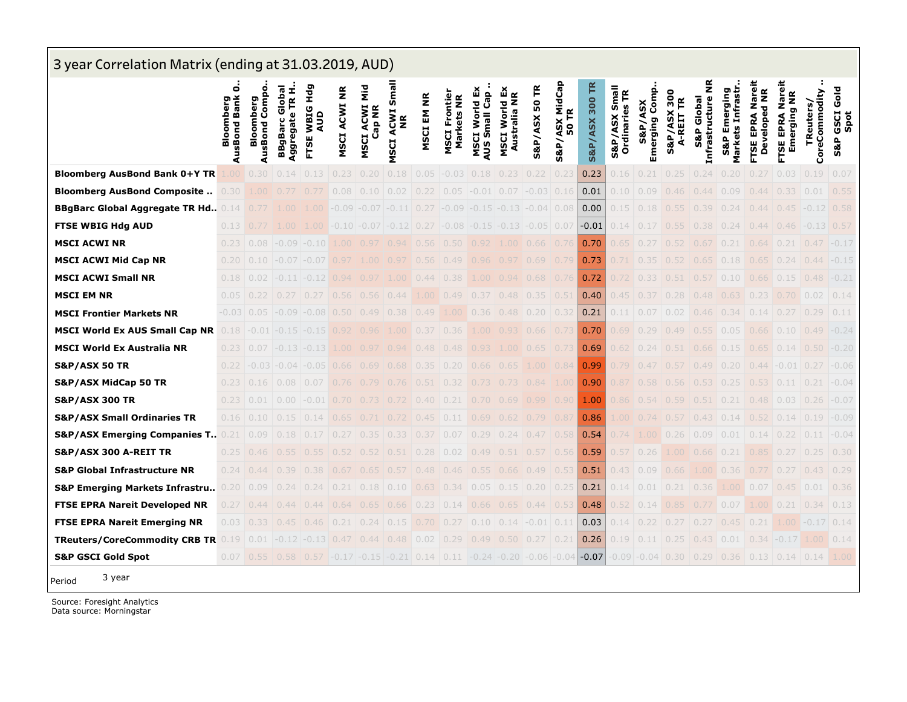# 3 year Correlation Matrix (ending at 31.03.2019, AUD)

| | Bloomberg AusBond Bank 0.. | Bloomberg AusBond Compo.. | BBgBarc Global Aggregate TR H.. | FTSE WBIG Hdg AUD | MSCI ACWI NR | MSCI ACWI Mid Cap NR | MSCI ACWI Small NR | MSCI EM NR | MSCI Frontier Markets NR | MSCI World Ex AUS Small Cap .. | MSCI World Ex Australia NR | S&P/ASX 50 TR | S&P/ASX MidCap 50 TR | S&P/ASX 300 TR | S&P/ASX Small Ordinaries TR | S&P/ASX Emerging Comp.. | S&P/ASX 300 A-REIT TR | S&P Global Infrastructure NR | S&P Emerging Markets Infrastr.. | FTSE EPRA Nareit Developed NR | FTSE EPRA Nareit Emerging NR | TReuters/ CoreCommodity .. | S&P GSCI Gold Spot |
|---|---|---|---|---|---|---|---|---|---|---|---|---|---|---|---|---|---|---|---|---|---|---|---|
| **Bloomberg AusBond Bank 0+Y TR** | 1.00 | 0.30 | 0.14 | 0.13 | 0.23 | 0.20 | 0.18 | 0.05 | -0.03 | 0.18 | 0.23 | 0.22 | 0.23 | 0.23 | 0.16 | 0.21 | 0.25 | 0.24 | 0.20 | 0.27 | 0.03 | 0.19 | 0.07 |
| **Bloomberg AusBond Composite ..** | 0.30 | 1.00 | 0.77 | 0.77 | 0.08 | 0.10 | 0.02 | 0.22 | 0.05 | -0.01 | 0.07 | -0.03 | 0.16 | 0.01 | 0.10 | 0.09 | 0.46 | 0.44 | 0.09 | 0.44 | 0.33 | 0.01 | 0.55 |
| **BBgBarc Global Aggregate TR Hd..** | 0.14 | 0.77 | 1.00 | 1.00 | -0.09 | -0.07 | -0.11 | 0.27 | -0.09 | -0.15 | -0.13 | -0.04 | 0.08 | 0.00 | 0.15 | 0.18 | 0.55 | 0.39 | 0.24 | 0.44 | 0.45 | -0.12 | 0.58 |
| **FTSE WBIG Hdg AUD** | 0.13 | 0.77 | 1.00 | 1.00 | -0.10 | -0.07 | -0.12 | 0.27 | -0.08 | -0.15 | -0.13 | -0.05 | 0.07 | -0.01 | 0.14 | 0.17 | 0.55 | 0.38 | 0.24 | 0.44 | 0.46 | -0.13 | 0.57 |
| **MSCI ACWI NR** | 0.23 | 0.08 | -0.09 | -0.10 | 1.00 | 0.97 | 0.94 | 0.56 | 0.50 | 0.92 | 1.00 | 0.66 | 0.76 | 0.70 | 0.65 | 0.27 | 0.52 | 0.67 | 0.21 | 0.64 | 0.21 | 0.47 | -0.17 |
| **MSCI ACWI Mid Cap NR** | 0.20 | 0.10 | -0.07 | -0.07 | 0.97 | 1.00 | 0.97 | 0.56 | 0.49 | 0.96 | 0.97 | 0.69 | 0.79 | 0.73 | 0.71 | 0.35 | 0.52 | 0.65 | 0.18 | 0.65 | 0.24 | 0.44 | -0.15 |
| **MSCI ACWI Small NR** | 0.18 | 0.02 | -0.11 | -0.12 | 0.94 | 0.97 | 1.00 | 0.44 | 0.38 | 1.00 | 0.94 | 0.68 | 0.76 | 0.72 | 0.72 | 0.33 | 0.51 | 0.57 | 0.10 | 0.66 | 0.15 | 0.48 | -0.21 |
| **MSCI EM NR** | 0.05 | 0.22 | 0.27 | 0.27 | 0.56 | 0.56 | 0.44 | 1.00 | 0.49 | 0.37 | 0.48 | 0.35 | 0.51 | 0.40 | 0.45 | 0.37 | 0.28 | 0.48 | 0.63 | 0.23 | 0.70 | 0.02 | 0.14 |
| **MSCI Frontier Markets NR** | -0.03 | 0.05 | -0.09 | -0.08 | 0.50 | 0.49 | 0.38 | 0.49 | 1.00 | 0.36 | 0.48 | 0.20 | 0.32 | 0.21 | 0.11 | 0.07 | 0.02 | 0.46 | 0.34 | 0.14 | 0.27 | 0.29 | 0.11 |
| **MSCI World Ex AUS Small Cap NR** | 0.18 | -0.01 | -0.15 | -0.15 | 0.92 | 0.96 | 1.00 | 0.37 | 0.36 | 1.00 | 0.93 | 0.66 | 0.73 | 0.70 | 0.69 | 0.29 | 0.49 | 0.55 | 0.05 | 0.66 | 0.10 | 0.49 | -0.24 |
| **MSCI World Ex Australia NR** | 0.23 | 0.07 | -0.13 | -0.13 | 1.00 | 0.97 | 0.94 | 0.48 | 0.48 | 0.93 | 1.00 | 0.65 | 0.73 | 0.69 | 0.62 | 0.24 | 0.51 | 0.66 | 0.15 | 0.65 | 0.14 | 0.50 | -0.20 |
| **S&P/ASX 50 TR** | 0.22 | -0.03 | -0.04 | -0.05 | 0.66 | 0.69 | 0.68 | 0.35 | 0.20 | 0.66 | 0.65 | 1.00 | 0.84 | 0.99 | 0.79 | 0.47 | 0.57 | 0.49 | 0.20 | 0.44 | -0.01 | 0.27 | -0.06 |
| **S&P/ASX MidCap 50 TR** | 0.23 | 0.16 | 0.08 | 0.07 | 0.76 | 0.79 | 0.76 | 0.51 | 0.32 | 0.73 | 0.73 | 0.84 | 1.00 | 0.90 | 0.87 | 0.58 | 0.56 | 0.53 | 0.25 | 0.53 | 0.11 | 0.21 | -0.04 |
| **S&P/ASX 300 TR** | 0.23 | 0.01 | 0.00 | -0.01 | 0.70 | 0.73 | 0.72 | 0.40 | 0.21 | 0.70 | 0.69 | 0.99 | 0.90 | 1.00 | 0.86 | 0.54 | 0.59 | 0.51 | 0.21 | 0.48 | 0.03 | 0.26 | -0.07 |
| **S&P/ASX Small Ordinaries TR** | 0.16 | 0.10 | 0.15 | 0.14 | 0.65 | 0.71 | 0.72 | 0.45 | 0.11 | 0.69 | 0.62 | 0.79 | 0.87 | 0.86 | 1.00 | 0.74 | 0.57 | 0.43 | 0.14 | 0.52 | 0.14 | 0.19 | -0.09 |
| **S&P/ASX Emerging Companies T..** | 0.21 | 0.09 | 0.18 | 0.17 | 0.27 | 0.35 | 0.33 | 0.37 | 0.07 | 0.29 | 0.24 | 0.47 | 0.58 | 0.54 | 0.74 | 1.00 | 0.26 | 0.09 | 0.01 | 0.14 | 0.22 | 0.11 | -0.04 |
| **S&P/ASX 300 A-REIT TR** | 0.25 | 0.46 | 0.55 | 0.55 | 0.52 | 0.52 | 0.51 | 0.28 | 0.02 | 0.49 | 0.51 | 0.57 | 0.56 | 0.59 | 0.57 | 0.26 | 1.00 | 0.66 | 0.21 | 0.85 | 0.27 | 0.25 | 0.30 |
| **S&P Global Infrastructure NR** | 0.24 | 0.44 | 0.39 | 0.38 | 0.67 | 0.65 | 0.57 | 0.48 | 0.46 | 0.55 | 0.66 | 0.49 | 0.53 | 0.51 | 0.43 | 0.09 | 0.66 | 1.00 | 0.36 | 0.77 | 0.27 | 0.43 | 0.29 |
| **S&P Emerging Markets Infrastru..** | 0.20 | 0.09 | 0.24 | 0.24 | 0.21 | 0.18 | 0.10 | 0.63 | 0.34 | 0.05 | 0.15 | 0.20 | 0.25 | 0.21 | 0.14 | 0.01 | 0.21 | 0.36 | 1.00 | 0.07 | 0.45 | 0.01 | 0.36 |
| **FTSE EPRA Nareit Developed NR** | 0.27 | 0.44 | 0.44 | 0.44 | 0.64 | 0.65 | 0.66 | 0.23 | 0.14 | 0.66 | 0.65 | 0.44 | 0.53 | 0.48 | 0.52 | 0.14 | 0.85 | 0.77 | 0.07 | 1.00 | 0.21 | 0.34 | 0.13 |
| **FTSE EPRA Nareit Emerging NR** | 0.03 | 0.33 | 0.45 | 0.46 | 0.21 | 0.24 | 0.15 | 0.70 | 0.27 | 0.10 | 0.14 | -0.01 | 0.11 | 0.03 | 0.14 | 0.22 | 0.27 | 0.27 | 0.45 | 0.21 | 1.00 | -0.17 | 0.14 |
| **TReuters/CoreCommodity CRB TR** | 0.19 | 0.01 | -0.12 | -0.13 | 0.47 | 0.44 | 0.48 | 0.02 | 0.29 | 0.49 | 0.50 | 0.27 | 0.21 | 0.26 | 0.19 | 0.11 | 0.25 | 0.43 | 0.01 | 0.34 | -0.17 | 1.00 | 0.14 |
| **S&P GSCI Gold Spot** | 0.07 | 0.55 | 0.58 | 0.57 | -0.17 | -0.15 | -0.21 | 0.14 | 0.11 | -0.24 | -0.20 | -0.06 | -0.04 | -0.07 | -0.09 | -0.04 | 0.30 | 0.29 | 0.36 | 0.13 | 0.14 | 0.14 | 1.00 |

Period 3 year

Source: Foresight Analytics
Data source: Morningstar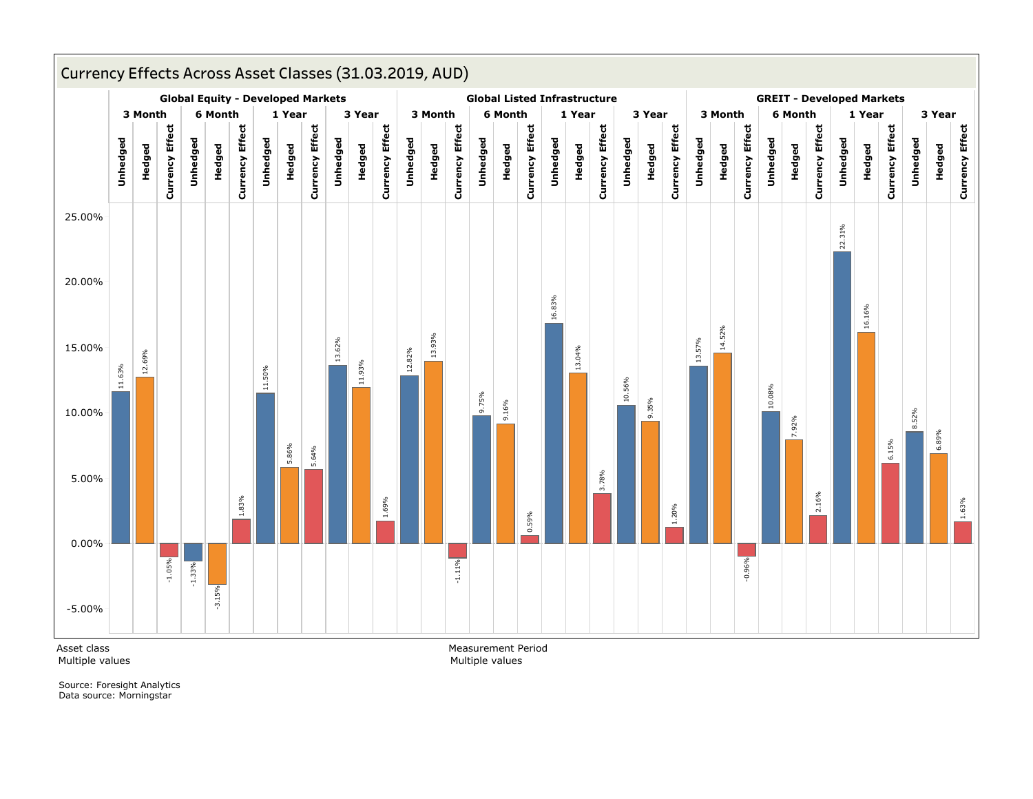# Currency Effects Across Asset Classes (31.03.2019, AUD)

| Asset class | Measurement Period | Unhedged | Hedged | Currency Effect |
|---|---|---|---|---|
| Global Equity - Developed Markets | 3 Month | 11.63% | 12.69% | -1.05% |
| | 6 Month | -1.33% | -3.15% | 1.83% |
| | 1 Year | 11.50% | 5.86% | 5.64% |
| | 3 Year | 13.62% | 11.93% | 1.69% |
| Global Listed Infrastructure | 3 Month | 12.82% | 13.93% | -1.11% |
| | 6 Month | 9.75% | 9.16% | 0.59% |
| | 1 Year | 16.83% | 13.04% | 3.78% |
| | 3 Year | 10.56% | 9.35% | 1.20% |
| GREIT - Developed Markets | 3 Month | 13.57% | 14.52% | -0.96% |
| | 6 Month | 10.08% | 7.92% | 2.16% |
| | 1 Year | 22.31% | 16.16% | 6.15% |
| | 3 Year | 8.52% | 6.89% | 1.63% |

Asset class
Multiple values

Measurement Period
Multiple values

Source: Foresight Analytics
Data source: Morningstar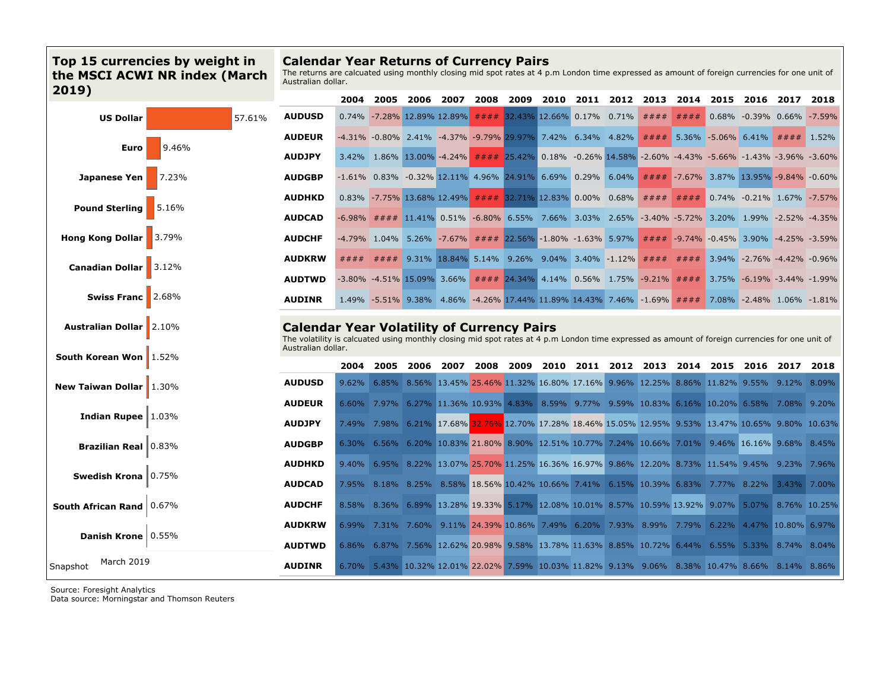## Top 15 currencies by weight in the MSCI ACWI NR index (March 2019)

| Currency | Weight |
|---|---|
| US Dollar | 57.61% |
| Euro | 9.46% |
| Japanese Yen | 7.23% |
| Pound Sterling | 5.16% |
| Hong Kong Dollar | 3.79% |
| Canadian Dollar | 3.12% |
| Swiss Franc | 2.68% |
| Australian Dollar | 2.10% |
| South Korean Won | 1.52% |
| New Taiwan Dollar | 1.30% |
| Indian Rupee | 1.03% |
| Brazilian Real | 0.83% |
| Swedish Krona | 0.75% |
| South African Rand | 0.67% |
| Danish Krone | 0.55% |

Snapshot March 2019

## Calendar Year Returns of Currency Pairs

The returns are calcuated using monthly closing mid spot rates at 4 p.m London time expressed as amount of foreign currencies for one unit of Australian dollar.

| | 2004 | 2005 | 2006 | 2007 | 2008 | 2009 | 2010 | 2011 | 2012 | 2013 | 2014 | 2015 | 2016 | 2017 | 2018 |
|---|---|---|---|---|---|---|---|---|---|---|---|---|---|---|---|
| AUDUSD | 0.74% | -7.28% | 12.89% | 12.89% | #### | 32.43% | 12.66% | 0.17% | 0.71% | #### | #### | 0.68% | -0.39% | 0.66% | -7.59% |
| AUDEUR | -4.31% | -0.80% | 2.41% | -4.37% | -9.79% | 29.97% | 7.42% | 6.34% | 4.82% | #### | 5.36% | -5.06% | 6.41% | #### | 1.52% |
| AUDJPY | 3.42% | 1.86% | 13.00% | -4.24% | #### | 25.42% | 0.18% | -0.26% | 14.58% | -2.60% | -4.43% | -5.66% | -1.43% | -3.96% | -3.60% |
| AUDGBP | -1.61% | 0.83% | -0.32% | 12.11% | 4.96% | 24.91% | 6.69% | 0.29% | 6.04% | #### | -7.67% | 3.87% | 13.95% | -9.84% | -0.60% |
| AUDHKD | 0.83% | -7.75% | 13.68% | 12.49% | #### | 32.71% | 12.83% | 0.00% | 0.68% | #### | #### | 0.74% | -0.21% | 1.67% | -7.57% |
| AUDCAD | -6.98% | #### | 11.41% | 0.51% | -6.80% | 6.55% | 7.66% | 3.03% | 2.65% | -3.40% | -5.72% | 3.20% | 1.99% | -2.52% | -4.35% |
| AUDCHF | -4.79% | 1.04% | 5.26% | -7.67% | #### | 22.56% | -1.80% | -1.63% | 5.97% | #### | -9.74% | -0.45% | 3.90% | -4.25% | -3.59% |
| AUDKRW | #### | #### | 9.31% | 18.84% | 5.14% | 9.26% | 9.04% | 3.40% | -1.12% | #### | #### | 3.94% | -2.76% | -4.42% | -0.96% |
| AUDTWD | -3.80% | -4.51% | 15.09% | 3.66% | #### | 24.34% | 4.14% | 0.56% | 1.75% | -9.21% | #### | 3.75% | -6.19% | -3.44% | -1.99% |
| AUDINR | 1.49% | -5.51% | 9.38% | 4.86% | -4.26% | 17.44% | 11.89% | 14.43% | 7.46% | -1.69% | #### | 7.08% | -2.48% | 1.06% | -1.81% |

## Calendar Year Volatility of Currency Pairs

The volatility is calcuated using monthly closing mid spot rates at 4 p.m London time expressed as amount of foreign currencies for one unit of Australian dollar.

| | 2004 | 2005 | 2006 | 2007 | 2008 | 2009 | 2010 | 2011 | 2012 | 2013 | 2014 | 2015 | 2016 | 2017 | 2018 |
|---|---|---|---|---|---|---|---|---|---|---|---|---|---|---|---|
| AUDUSD | 9.62% | 6.85% | 8.56% | 13.45% | 25.46% | 11.32% | 16.80% | 17.16% | 9.96% | 12.25% | 8.86% | 11.82% | 9.55% | 9.12% | 8.09% |
| AUDEUR | 6.60% | 7.97% | 6.27% | 11.36% | 10.93% | 4.83% | 8.59% | 9.77% | 9.59% | 10.83% | 6.16% | 10.20% | 6.58% | 7.08% | 9.20% |
| AUDJPY | 7.49% | 7.98% | 6.21% | 17.68% | 32.76% | 12.70% | 17.28% | 18.46% | 15.05% | 12.95% | 9.53% | 13.47% | 10.65% | 9.80% | 10.63% |
| AUDGBP | 6.30% | 6.56% | 6.20% | 10.83% | 21.80% | 8.90% | 12.51% | 10.77% | 7.24% | 10.66% | 7.01% | 9.46% | 16.16% | 9.68% | 8.45% |
| AUDHKD | 9.40% | 6.95% | 8.22% | 13.07% | 25.70% | 11.25% | 16.36% | 16.97% | 9.86% | 12.20% | 8.73% | 11.54% | 9.45% | 9.23% | 7.96% |
| AUDCAD | 7.95% | 8.18% | 8.25% | 8.58% | 18.56% | 10.42% | 10.66% | 7.41% | 6.15% | 10.39% | 6.83% | 7.77% | 8.22% | 3.43% | 7.00% |
| AUDCHF | 8.58% | 8.36% | 6.89% | 13.28% | 19.33% | 5.17% | 12.08% | 10.01% | 8.57% | 10.59% | 13.92% | 9.07% | 5.07% | 8.76% | 10.25% |
| AUDKRW | 6.99% | 7.31% | 7.60% | 9.11% | 24.39% | 10.86% | 7.49% | 6.20% | 7.93% | 8.99% | 7.79% | 6.22% | 4.47% | 10.80% | 6.97% |
| AUDTWD | 6.86% | 6.87% | 7.56% | 12.62% | 20.98% | 9.58% | 13.78% | 11.63% | 8.85% | 10.72% | 6.44% | 6.55% | 5.33% | 8.74% | 8.04% |
| AUDINR | 6.70% | 5.43% | 10.32% | 12.01% | 22.02% | 7.59% | 10.03% | 11.82% | 9.13% | 9.06% | 8.38% | 10.47% | 8.66% | 8.14% | 8.86% |

Source: Foresight Analytics
Data source: Morningstar and Thomson Reuters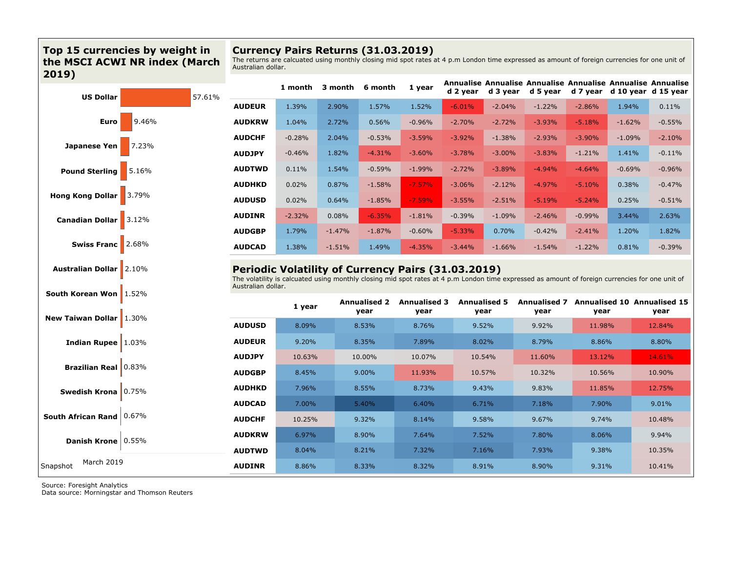## Top 15 currencies by weight in the MSCI ACWI NR index (March 2019)

| Currency | Weight |
|---|---|
| US Dollar | 57.61% |
| Euro | 9.46% |
| Japanese Yen | 7.23% |
| Pound Sterling | 5.16% |
| Hong Kong Dollar | 3.79% |
| Canadian Dollar | 3.12% |
| Swiss Franc | 2.68% |
| Australian Dollar | 2.10% |
| South Korean Won | 1.52% |
| New Taiwan Dollar | 1.30% |
| Indian Rupee | 1.03% |
| Brazilian Real | 0.83% |
| Swedish Krona | 0.75% |
| South African Rand | 0.67% |
| Danish Krone | 0.55% |

Snapshot March 2019

## Currency Pairs Returns (31.03.2019)

The returns are calcuated using monthly closing mid spot rates at 4 p.m London time expressed as amount of foreign currencies for one unit of Australian dollar.

| | 1 month | 3 month | 6 month | 1 year | Annualised 2 year | Annualised 3 year | Annualised 5 year | Annualised 7 year | Annualised 10 year | Annualised 15 year |
|---|---|---|---|---|---|---|---|---|---|---|
| AUDEUR | 1.39% | 2.90% | 1.57% | 1.52% | -6.01% | -2.04% | -1.22% | -2.86% | 1.94% | 0.11% |
| AUDKRW | 1.04% | 2.72% | 0.56% | -0.96% | -2.70% | -2.72% | -3.93% | -5.18% | -1.62% | -0.55% |
| AUDCHF | -0.28% | 2.04% | -0.53% | -3.59% | -3.92% | -1.38% | -2.93% | -3.90% | -1.09% | -2.10% |
| AUDJPY | -0.46% | 1.82% | -4.31% | -3.60% | -3.78% | -3.00% | -3.83% | -1.21% | 1.41% | -0.11% |
| AUDTWD | 0.11% | 1.54% | -0.59% | -1.99% | -2.72% | -3.89% | -4.94% | -4.64% | -0.69% | -0.96% |
| AUDHKD | 0.02% | 0.87% | -1.58% | -7.57% | -3.06% | -2.12% | -4.97% | -5.10% | 0.38% | -0.47% |
| AUDUSD | 0.02% | 0.64% | -1.85% | -7.59% | -3.55% | -2.51% | -5.19% | -5.24% | 0.25% | -0.51% |
| AUDINR | -2.32% | 0.08% | -6.35% | -1.81% | -0.39% | -1.09% | -2.46% | -0.99% | 3.44% | 2.63% |
| AUDGBP | 1.79% | -1.47% | -1.87% | -0.60% | -5.33% | 0.70% | -0.42% | -2.41% | 1.20% | 1.82% |
| AUDCAD | 1.38% | -1.51% | 1.49% | -4.35% | -3.44% | -1.66% | -1.54% | -1.22% | 0.81% | -0.39% |

## Periodic Volatility of Currency Pairs (31.03.2019)

The volatility is calcuated using monthly closing mid spot rates at 4 p.m London time expressed as amount of foreign currencies for one unit of Australian dollar.

| | 1 year | Annualised 2 year | Annualised 3 year | Annualised 5 year | Annualised 7 year | Annualised 10 year | Annualised 15 year |
|---|---|---|---|---|---|---|---|
| AUDUSD | 8.09% | 8.53% | 8.76% | 9.52% | 9.92% | 11.98% | 12.84% |
| AUDEUR | 9.20% | 8.35% | 7.89% | 8.02% | 8.79% | 8.86% | 8.80% |
| AUDJPY | 10.63% | 10.00% | 10.07% | 10.54% | 11.60% | 13.12% | 14.61% |
| AUDGBP | 8.45% | 9.00% | 11.93% | 10.57% | 10.32% | 10.56% | 10.90% |
| AUDHKD | 7.96% | 8.55% | 8.73% | 9.43% | 9.83% | 11.85% | 12.75% |
| AUDCAD | 7.00% | 5.40% | 6.40% | 6.71% | 7.18% | 7.90% | 9.01% |
| AUDCHF | 10.25% | 9.32% | 8.14% | 9.58% | 9.67% | 9.74% | 10.48% |
| AUDKRW | 6.97% | 8.90% | 7.64% | 7.52% | 7.80% | 8.06% | 9.94% |
| AUDTWD | 8.04% | 8.21% | 7.32% | 7.16% | 7.93% | 9.38% | 10.35% |
| AUDINR | 8.86% | 8.33% | 8.32% | 8.91% | 8.90% | 9.31% | 10.41% |

Source: Foresight Analytics
Data source: Morningstar and Thomson Reuters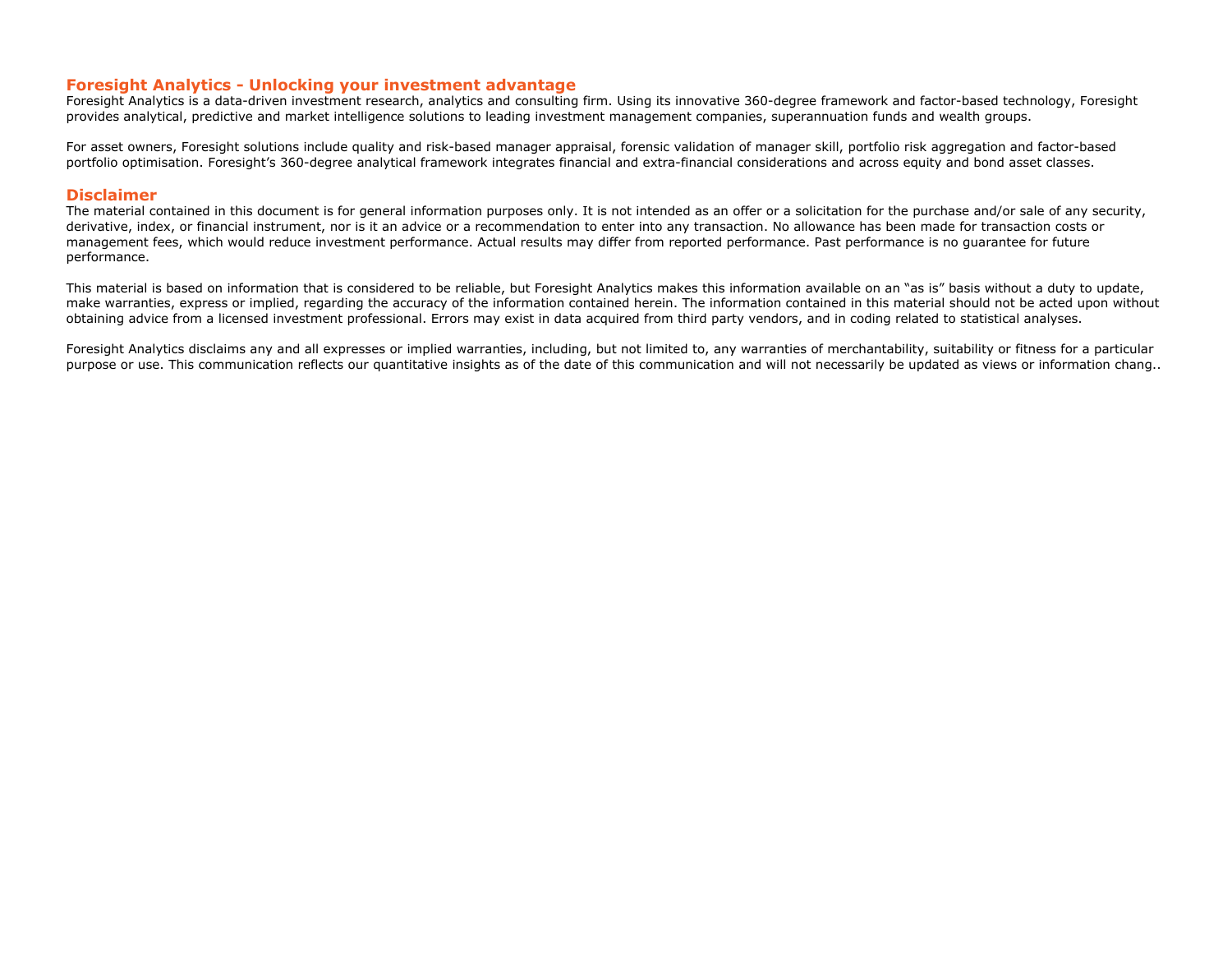## Foresight Analytics - Unlocking your investment advantage

Foresight Analytics is a data-driven investment research, analytics and consulting firm. Using its innovative 360-degree framework and factor-based technology, Foresight provides analytical, predictive and market intelligence solutions to leading investment management companies, superannuation funds and wealth groups.

For asset owners, Foresight solutions include quality and risk-based manager appraisal, forensic validation of manager skill, portfolio risk aggregation and factor-based portfolio optimisation. Foresight's 360-degree analytical framework integrates financial and extra-financial considerations and across equity and bond asset classes.

## Disclaimer

The material contained in this document is for general information purposes only. It is not intended as an offer or a solicitation for the purchase and/or sale of any security, derivative, index, or financial instrument, nor is it an advice or a recommendation to enter into any transaction. No allowance has been made for transaction costs or management fees, which would reduce investment performance. Actual results may differ from reported performance. Past performance is no guarantee for future performance.

This material is based on information that is considered to be reliable, but Foresight Analytics makes this information available on an "as is" basis without a duty to update, make warranties, express or implied, regarding the accuracy of the information contained herein. The information contained in this material should not be acted upon without obtaining advice from a licensed investment professional. Errors may exist in data acquired from third party vendors, and in coding related to statistical analyses.

Foresight Analytics disclaims any and all expresses or implied warranties, including, but not limited to, any warranties of merchantability, suitability or fitness for a particular purpose or use. This communication reflects our quantitative insights as of the date of this communication and will not necessarily be updated as views or information chang..